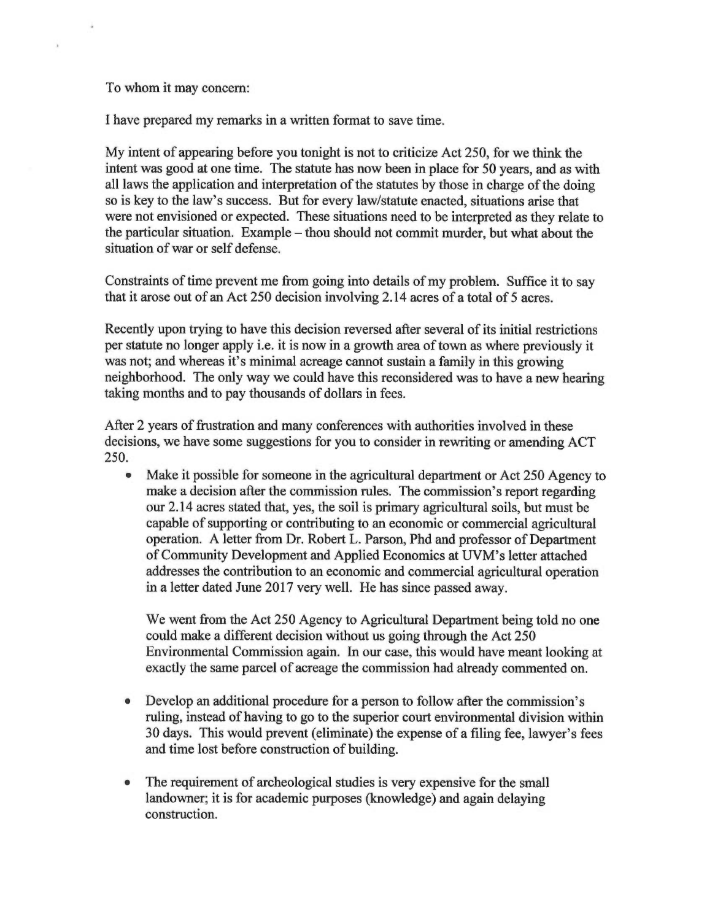To whom it may concern:

I have prepared my remarks in a written format to save time.

My intent of appearing before you tonight is not to criticize Act 250, for we think the intent was good at one time. The statute has now been in place for 50 years, and as with all laws the application and interpretation of the statutes by those in charge of the doing so is key to the law's success. But for every law/statute enacted, situations arise that were not envisioned or expected. These situations need to be interpreted as they relate to the particular situation. Example – thou should not commit murder, but what about the situation of war or self defense.

Constraints of time prevent me from going into details of my problem. Suffice it to say that it arose out of an Act 250 decision involving 2.14 acres of a total of 5 acres.

Recently upon trying to have this decision reversed after several of its initial restrictions per statute no longer apply i.e. it is now in a growth area of town as where previously it was not; and whereas it's minimal acreage cannot sustain a family in this growing neighborhood. The only way we could have this reconsidered was to have a new hearing taking months and to pay thousands of dollars in fees.

After 2 years of frustration and many conferences with authorities involved in these decisions, we have some suggestions for you to consider in rewriting or amending ACT 250.

- Make it possible for someone in the agricultural department or Act 250 Agency to make a decision after the commission rules. The commission's report regarding our 2.14 acres stated that, yes, the soil is primary agricultural soils, but must be capable of supporting or contributing to an economic or commercial agricultural operation. A letter from Dr. Robert L. Parson, Phd and professor of Department of Community Development and Applied Economics at UVM's letter attached addresses the contribution to an economic and commercial agricultural operation in a letter dated June 2017 very well. He has since passed away.

  We went from the Act 250 Agency to Agricultural Department being told no one could make a different decision without us going through the Act 250 Environmental Commission again. In our case, this would have meant looking at exactly the same parcel of acreage the commission had already commented on.

- Develop an additional procedure for a person to follow after the commission's ruling, instead of having to go to the superior court environmental division within 30 days. This would prevent (eliminate) the expense of a filing fee, lawyer's fees and time lost before construction of building.

- The requirement of archeological studies is very expensive for the small landowner; it is for academic purposes (knowledge) and again delaying construction.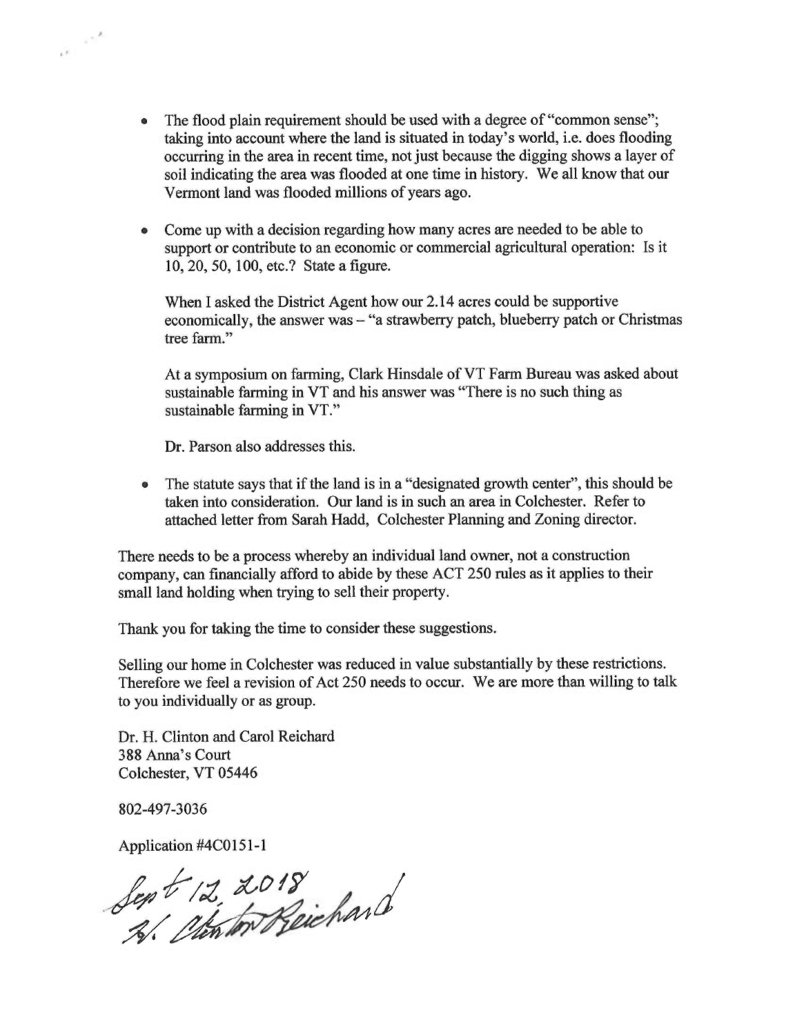- The flood plain requirement should be used with a degree of "common sense"; taking into account where the land is situated in today's world, i.e. does flooding occurring in the area in recent time, not just because the digging shows a layer of soil indicating the area was flooded at one time in history. We all know that our Vermont land was flooded millions of years ago.

- Come up with a decision regarding how many acres are needed to be able to support or contribute to an economic or commercial agricultural operation: Is it 10, 20, 50, 100, etc.? State a figure.

  When I asked the District Agent how our 2.14 acres could be supportive economically, the answer was – "a strawberry patch, blueberry patch or Christmas tree farm."

  At a symposium on farming, Clark Hinsdale of VT Farm Bureau was asked about sustainable farming in VT and his answer was "There is no such thing as sustainable farming in VT."

  Dr. Parson also addresses this.

- The statute says that if the land is in a "designated growth center", this should be taken into consideration. Our land is in such an area in Colchester. Refer to attached letter from Sarah Hadd, Colchester Planning and Zoning director.

There needs to be a process whereby an individual land owner, not a construction company, can financially afford to abide by these ACT 250 rules as it applies to their small land holding when trying to sell their property.

Thank you for taking the time to consider these suggestions.

Selling our home in Colchester was reduced in value substantially by these restrictions. Therefore we feel a revision of Act 250 needs to occur. We are more than willing to talk to you individually or as group.

Dr. H. Clinton and Carol Reichard
388 Anna's Court
Colchester, VT 05446

802-497-3036

Application #4C0151-1

Sept 12, 2018
H. Clinton Reichard